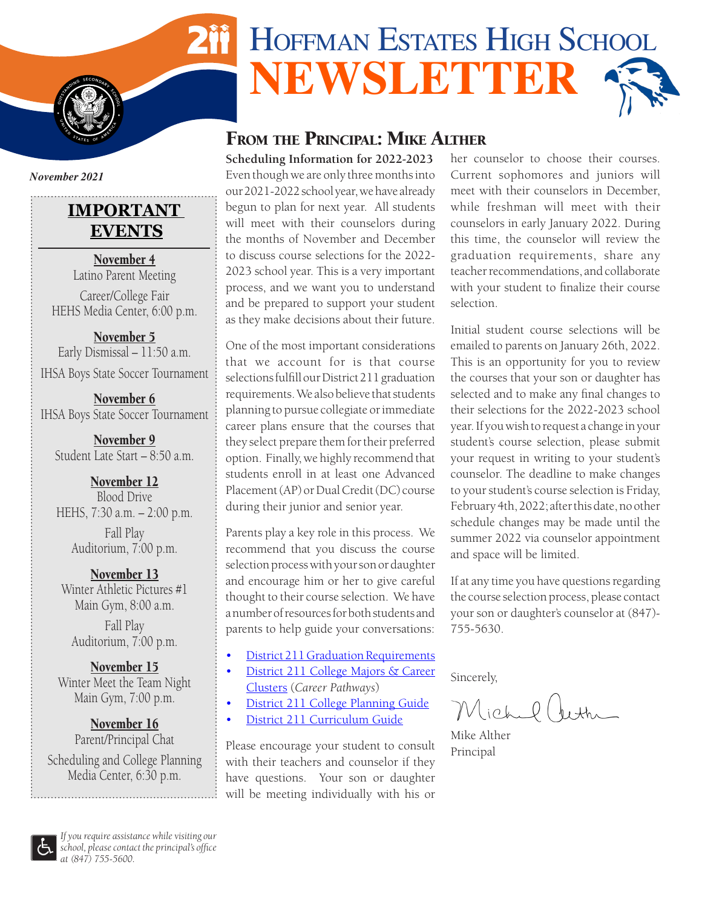# Hoffman Estates High School NEWSLETTER

*November 2021*

## IMPORTANT EVENTS

**November 4**
Latino Parent Meeting

Career/College Fair
HEHS Media Center, 6:00 p.m.

**November 5**
Early Dismissal – 11:50 a.m.

IHSA Boys State Soccer Tournament

**November 6**
IHSA Boys State Soccer Tournament

**November 9**
Student Late Start – 8:50 a.m.

**November 12**
Blood Drive
HEHS, 7:30 a.m. – 2:00 p.m.

Fall Play
Auditorium, 7:00 p.m.

**November 13**
Winter Athletic Pictures #1
Main Gym, 8:00 a.m.

Fall Play
Auditorium, 7:00 p.m.

**November 15**
Winter Meet the Team Night
Main Gym, 7:00 p.m.

**November 16**
Parent/Principal Chat

Scheduling and College Planning
Media Center, 6:30 p.m.

*If you require assistance while visiting our school, please contact the principal's office at (847) 755-5600.*

## From the Principal: Mike Alther

**Scheduling Information for 2022-2023**

Even though we are only three months into our 2021-2022 school year, we have already begun to plan for next year. All students will meet with their counselors during the months of November and December to discuss course selections for the 2022-2023 school year. This is a very important process, and we want you to understand and be prepared to support your student as they make decisions about their future.

One of the most important considerations that we account for is that course selections fulfill our District 211 graduation requirements. We also believe that students planning to pursue collegiate or immediate career plans ensure that the courses that they select prepare them for their preferred option. Finally, we highly recommend that students enroll in at least one Advanced Placement (AP) or Dual Credit (DC) course during their junior and senior year.

Parents play a key role in this process. We recommend that you discuss the course selection process with your son or daughter and encourage him or her to give careful thought to their course selection. We have a number of resources for both students and parents to help guide your conversations:

- District 211 Graduation Requirements
- District 211 College Majors & Career Clusters *(Career Pathways)*
- District 211 College Planning Guide
- District 211 Curriculum Guide

Please encourage your student to consult with their teachers and counselor if they have questions. Your son or daughter will be meeting individually with his or her counselor to choose their courses. Current sophomores and juniors will meet with their counselors in December, while freshman will meet with their counselors in early January 2022. During this time, the counselor will review the graduation requirements, share any teacher recommendations, and collaborate with your student to finalize their course selection.

Initial student course selections will be emailed to parents on January 26th, 2022. This is an opportunity for you to review the courses that your son or daughter has selected and to make any final changes to their selections for the 2022-2023 school year. If you wish to request a change in your student's course selection, please submit your request in writing to your student's counselor. The deadline to make changes to your student's course selection is Friday, February 4th, 2022; after this date, no other schedule changes may be made until the summer 2022 via counselor appointment and space will be limited.

If at any time you have questions regarding the course selection process, please contact your son or daughter's counselor at (847)-755-5630.

Sincerely,

Mike Alther
Principal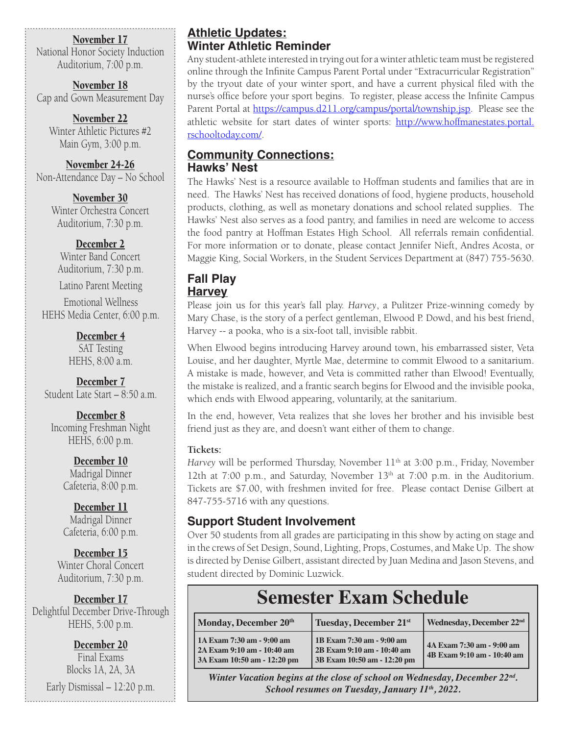**November 17**
National Honor Society Induction
Auditorium, 7:00 p.m.

**November 18**
Cap and Gown Measurement Day

**November 22**
Winter Athletic Pictures #2
Main Gym, 3:00 p.m.

**November 24-26**
Non-Attendance Day – No School

**November 30**
Winter Orchestra Concert
Auditorium, 7:30 p.m.

**December 2**
Winter Band Concert
Auditorium, 7:30 p.m.

Latino Parent Meeting

Emotional Wellness
HEHS Media Center, 6:00 p.m.

**December 4**
SAT Testing
HEHS, 8:00 a.m.

**December 7**
Student Late Start – 8:50 a.m.

**December 8**
Incoming Freshman Night
HEHS, 6:00 p.m.

**December 10**
Madrigal Dinner
Cafeteria, 8:00 p.m.

**December 11**
Madrigal Dinner
Cafeteria, 6:00 p.m.

**December 15**
Winter Choral Concert
Auditorium, 7:30 p.m.

**December 17**
Delightful December Drive-Through
HEHS, 5:00 p.m.

**December 20**
Final Exams
Blocks 1A, 2A, 3A

Early Dismissal – 12:20 p.m.

## Athletic Updates:
### Winter Athletic Reminder

Any student-athlete interested in trying out for a winter athletic team must be registered online through the Infinite Campus Parent Portal under "Extracurricular Registration" by the tryout date of your winter sport, and have a current physical filed with the nurse's office before your sport begins. To register, please access the Infinite Campus Parent Portal at https://campus.d211.org/campus/portal/township.jsp. Please see the athletic website for start dates of winter sports: http://www.hoffmanestates.portal.rschooltoday.com/.

## Community Connections:
### Hawks' Nest

The Hawks' Nest is a resource available to Hoffman students and families that are in need. The Hawks' Nest has received donations of food, hygiene products, household products, clothing, as well as monetary donations and school related supplies. The Hawks' Nest also serves as a food pantry, and families in need are welcome to access the food pantry at Hoffman Estates High School. All referrals remain confidential. For more information or to donate, please contact Jennifer Nieft, Andres Acosta, or Maggie King, Social Workers, in the Student Services Department at (847) 755-5630.

## Fall Play
### Harvey

Please join us for this year's fall play. *Harvey*, a Pulitzer Prize-winning comedy by Mary Chase, is the story of a perfect gentleman, Elwood P. Dowd, and his best friend, Harvey -- a pooka, who is a six-foot tall, invisible rabbit.

When Elwood begins introducing Harvey around town, his embarrassed sister, Veta Louise, and her daughter, Myrtle Mae, determine to commit Elwood to a sanitarium. A mistake is made, however, and Veta is committed rather than Elwood! Eventually, the mistake is realized, and a frantic search begins for Elwood and the invisible pooka, which ends with Elwood appearing, voluntarily, at the sanitarium.

In the end, however, Veta realizes that she loves her brother and his invisible best friend just as they are, and doesn't want either of them to change.

**Tickets:**

*Harvey* will be performed Thursday, November 11th at 3:00 p.m., Friday, November 12th at 7:00 p.m., and Saturday, November 13th at 7:00 p.m. in the Auditorium. Tickets are $7.00, with freshmen invited for free. Please contact Denise Gilbert at 847-755-5716 with any questions.

### Support Student Involvement

Over 50 students from all grades are participating in this show by acting on stage and in the crews of Set Design, Sound, Lighting, Props, Costumes, and Make Up. The show is directed by Denise Gilbert, assistant directed by Juan Medina and Jason Stevens, and student directed by Dominic Luzwick.

# Semester Exam Schedule

| Monday, December 20th | Tuesday, December 21st | Wednesday, December 22nd |
|---|---|---|
| 1A Exam 7:30 am - 9:00 am<br>2A Exam 9:10 am - 10:40 am<br>3A Exam 10:50 am - 12:20 pm | 1B Exam 7:30 am - 9:00 am<br>2B Exam 9:10 am - 10:40 am<br>3B Exam 10:50 am - 12:20 pm | 4A Exam 7:30 am - 9:00 am<br>4B Exam 9:10 am - 10:40 am |

***Winter Vacation begins at the close of school on Wednesday, December 22nd. School resumes on Tuesday, January 11th, 2022.***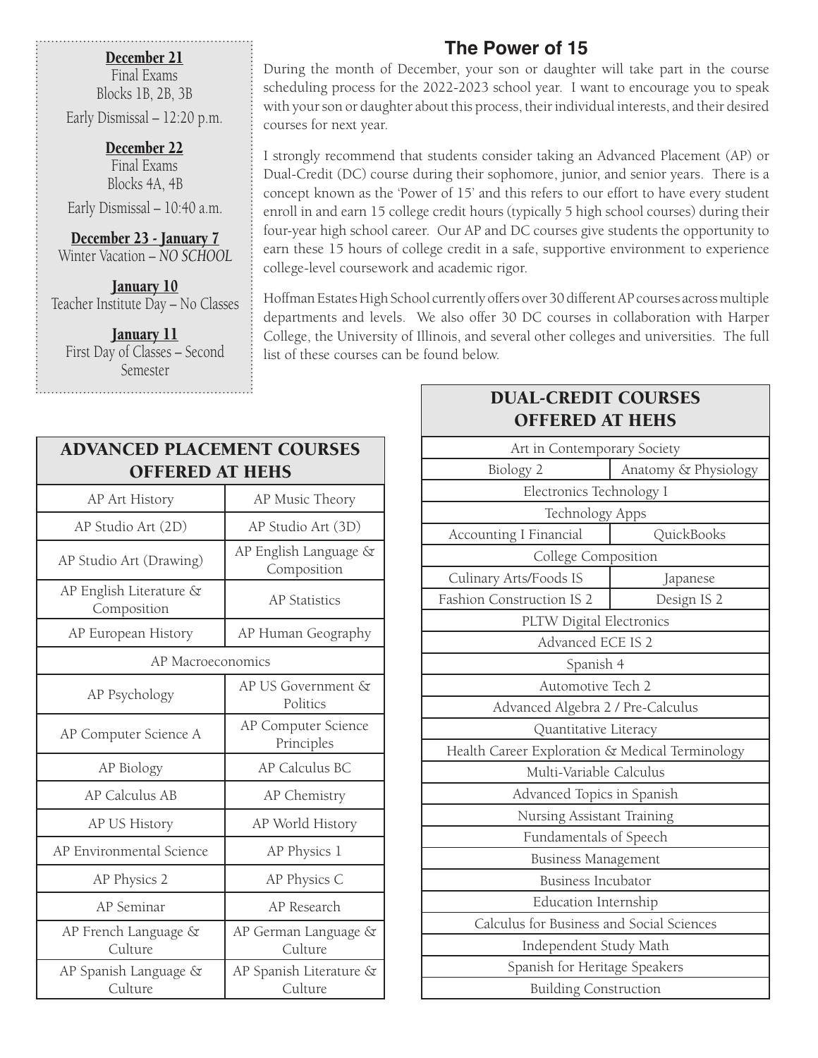**December 21**
Final Exams
Blocks 1B, 2B, 3B
Early Dismissal – 12:20 p.m.

**December 22**
Final Exams
Blocks 4A, 4B
Early Dismissal – 10:40 a.m.

**December 23 - January 7**
Winter Vacation – *NO SCHOOL*

**January 10**
Teacher Institute Day – No Classes

**January 11**
First Day of Classes – Second Semester

## The Power of 15

During the month of December, your son or daughter will take part in the course scheduling process for the 2022-2023 school year. I want to encourage you to speak with your son or daughter about this process, their individual interests, and their desired courses for next year.

I strongly recommend that students consider taking an Advanced Placement (AP) or Dual-Credit (DC) course during their sophomore, junior, and senior years. There is a concept known as the 'Power of 15' and this refers to our effort to have every student enroll in and earn 15 college credit hours (typically 5 high school courses) during their four-year high school career. Our AP and DC courses give students the opportunity to earn these 15 hours of college credit in a safe, supportive environment to experience college-level coursework and academic rigor.

Hoffman Estates High School currently offers over 30 different AP courses across multiple departments and levels. We also offer 30 DC courses in collaboration with Harper College, the University of Illinois, and several other colleges and universities. The full list of these courses can be found below.

| ADVANCED PLACEMENT COURSES OFFERED AT HEHS | |
|---|---|
| AP Art History | AP Music Theory |
| AP Studio Art (2D) | AP Studio Art (3D) |
| AP Studio Art (Drawing) | AP English Language & Composition |
| AP English Literature & Composition | AP Statistics |
| AP European History | AP Human Geography |
| AP Macroeconomics | |
| AP Psychology | AP US Government & Politics |
| AP Computer Science A | AP Computer Science Principles |
| AP Biology | AP Calculus BC |
| AP Calculus AB | AP Chemistry |
| AP US History | AP World History |
| AP Environmental Science | AP Physics 1 |
| AP Physics 2 | AP Physics C |
| AP Seminar | AP Research |
| AP French Language & Culture | AP German Language & Culture |
| AP Spanish Language & Culture | AP Spanish Literature & Culture |

| DUAL-CREDIT COURSES OFFERED AT HEHS | |
|---|---|
| Art in Contemporary Society | |
| Biology 2 | Anatomy & Physiology |
| Electronics Technology I | |
| Technology Apps | |
| Accounting I Financial | QuickBooks |
| College Composition | |
| Culinary Arts/Foods IS | Japanese |
| Fashion Construction IS 2 | Design IS 2 |
| PLTW Digital Electronics | |
| Advanced ECE IS 2 | |
| Spanish 4 | |
| Automotive Tech 2 | |
| Advanced Algebra 2 / Pre-Calculus | |
| Quantitative Literacy | |
| Health Career Exploration & Medical Terminology | |
| Multi-Variable Calculus | |
| Advanced Topics in Spanish | |
| Nursing Assistant Training | |
| Fundamentals of Speech | |
| Business Management | |
| Business Incubator | |
| Education Internship | |
| Calculus for Business and Social Sciences | |
| Independent Study Math | |
| Spanish for Heritage Speakers | |
| Building Construction | |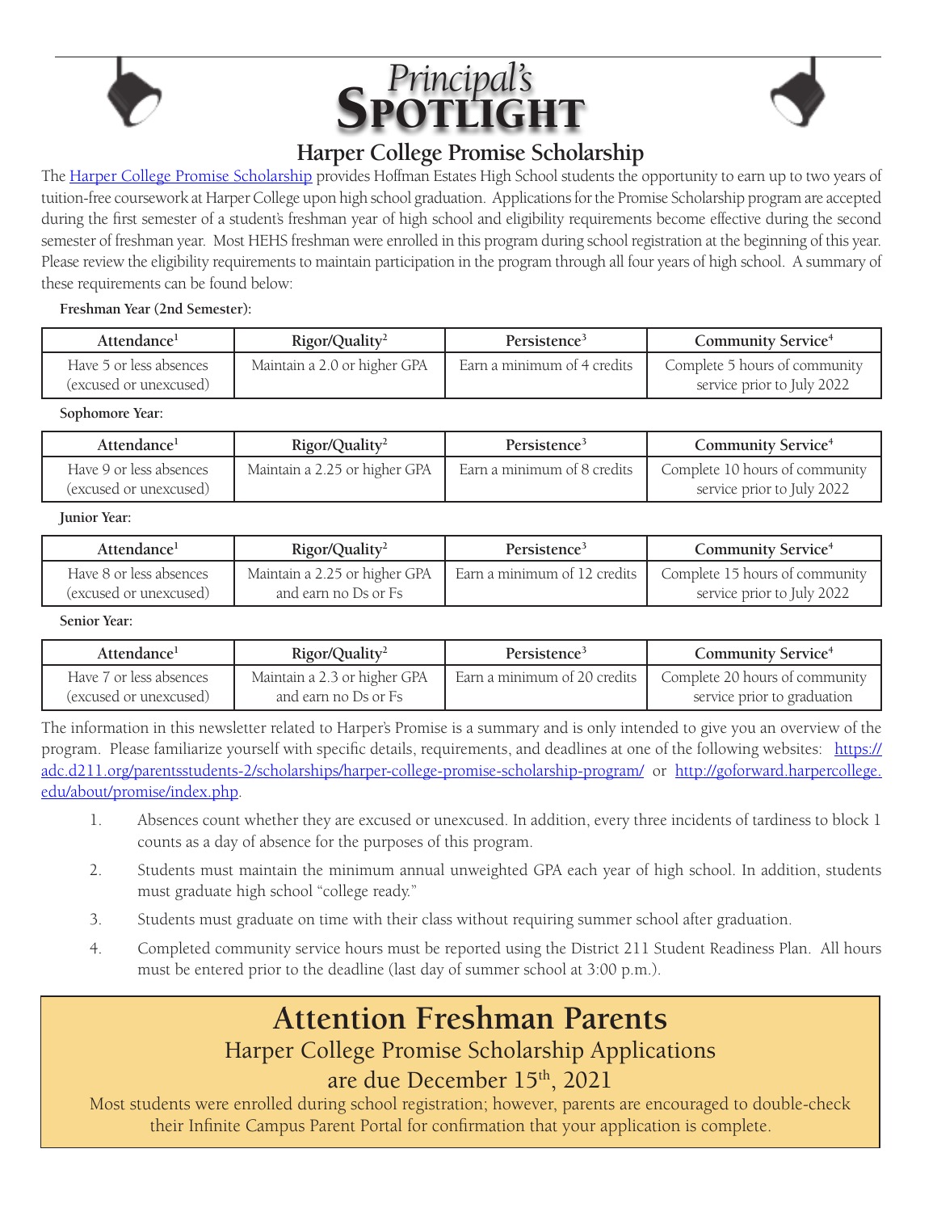# Principal's Spotlight

## Harper College Promise Scholarship

The Harper College Promise Scholarship provides Hoffman Estates High School students the opportunity to earn up to two years of tuition-free coursework at Harper College upon high school graduation. Applications for the Promise Scholarship program are accepted during the first semester of a student's freshman year of high school and eligibility requirements become effective during the second semester of freshman year. Most HEHS freshman were enrolled in this program during school registration at the beginning of this year. Please review the eligibility requirements to maintain participation in the program through all four years of high school. A summary of these requirements can be found below:

**Freshman Year (2nd Semester):**

| Attendance[1] | Rigor/Quality[2] | Persistence[3] | Community Service[4] |
|---|---|---|---|
| Have 5 or less absences (excused or unexcused) | Maintain a 2.0 or higher GPA | Earn a minimum of 4 credits | Complete 5 hours of community service prior to July 2022 |

**Sophomore Year:**

| Attendance[1] | Rigor/Quality[2] | Persistence[3] | Community Service[4] |
|---|---|---|---|
| Have 9 or less absences (excused or unexcused) | Maintain a 2.25 or higher GPA | Earn a minimum of 8 credits | Complete 10 hours of community service prior to July 2022 |

**Junior Year:**

| Attendance[1] | Rigor/Quality[2] | Persistence[3] | Community Service[4] |
|---|---|---|---|
| Have 8 or less absences (excused or unexcused) | Maintain a 2.25 or higher GPA and earn no Ds or Fs | Earn a minimum of 12 credits | Complete 15 hours of community service prior to July 2022 |

**Senior Year:**

| Attendance[1] | Rigor/Quality[2] | Persistence[3] | Community Service[4] |
|---|---|---|---|
| Have 7 or less absences (excused or unexcused) | Maintain a 2.3 or higher GPA and earn no Ds or Fs | Earn a minimum of 20 credits | Complete 20 hours of community service prior to graduation |

The information in this newsletter related to Harper's Promise is a summary and is only intended to give you an overview of the program. Please familiarize yourself with specific details, requirements, and deadlines at one of the following websites: https://adc.d211.org/parentsstudents-2/scholarships/harper-college-promise-scholarship-program/ or http://goforward.harpercollege.edu/about/promise/index.php.

1. Absences count whether they are excused or unexcused. In addition, every three incidents of tardiness to block 1 counts as a day of absence for the purposes of this program.
2. Students must maintain the minimum annual unweighted GPA each year of high school. In addition, students must graduate high school "college ready."
3. Students must graduate on time with their class without requiring summer school after graduation.
4. Completed community service hours must be reported using the District 211 Student Readiness Plan. All hours must be entered prior to the deadline (last day of summer school at 3:00 p.m.).

## Attention Freshman Parents

### Harper College Promise Scholarship Applications are due December 15th, 2021

Most students were enrolled during school registration; however, parents are encouraged to double-check their Infinite Campus Parent Portal for confirmation that your application is complete.